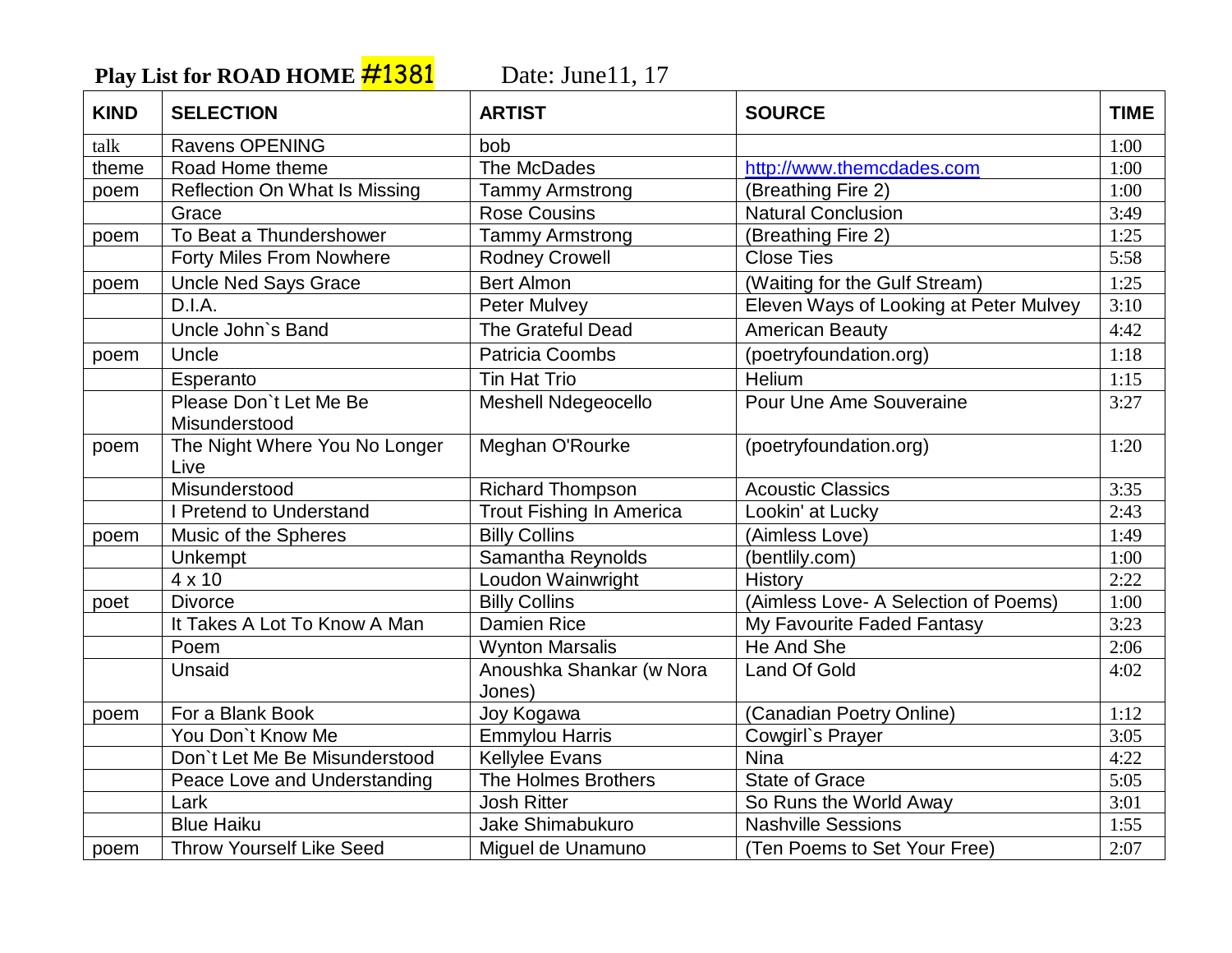**Play List for ROAD HOME #1381** Date: June11, 17

| KIND | SELECTION | ARTIST | SOURCE | TIME |
|---|---|---|---|---|
| talk | Ravens OPENING | bob | | 1:00 |
| theme | Road Home theme | The McDades | http://www.themcdades.com | 1:00 |
| poem | Reflection On What Is Missing | Tammy Armstrong | (Breathing Fire 2) | 1:00 |
| | Grace | Rose Cousins | Natural Conclusion | 3:49 |
| poem | To Beat a Thundershower | Tammy Armstrong | (Breathing Fire 2) | 1:25 |
| | Forty Miles From Nowhere | Rodney Crowell | Close Ties | 5:58 |
| poem | Uncle Ned Says Grace | Bert Almon | (Waiting for the Gulf Stream) | 1:25 |
| | D.I.A. | Peter Mulvey | Eleven Ways of Looking at Peter Mulvey | 3:10 |
| | Uncle John`s Band | The Grateful Dead | American Beauty | 4:42 |
| poem | Uncle | Patricia Coombs | (poetryfoundation.org) | 1:18 |
| | Esperanto | Tin Hat Trio | Helium | 1:15 |
| | Please Don`t Let Me Be Misunderstood | Meshell Ndegeocello | Pour Une Ame Souveraine | 3:27 |
| poem | The Night Where You No Longer Live | Meghan O'Rourke | (poetryfoundation.org) | 1:20 |
| | Misunderstood | Richard Thompson | Acoustic Classics | 3:35 |
| | I Pretend to Understand | Trout Fishing In America | Lookin' at Lucky | 2:43 |
| poem | Music of the Spheres | Billy Collins | (Aimless Love) | 1:49 |
| | Unkempt | Samantha Reynolds | (bentlily.com) | 1:00 |
| | 4 x 10 | Loudon Wainwright | History | 2:22 |
| poet | Divorce | Billy Collins | (Aimless Love- A Selection of Poems) | 1:00 |
| | It Takes A Lot To Know A Man | Damien Rice | My Favourite Faded Fantasy | 3:23 |
| | Poem | Wynton Marsalis | He And She | 2:06 |
| | Unsaid | Anoushka Shankar (w Nora Jones) | Land Of Gold | 4:02 |
| poem | For a Blank Book | Joy Kogawa | (Canadian Poetry Online) | 1:12 |
| | You Don`t Know Me | Emmylou Harris | Cowgirl`s Prayer | 3:05 |
| | Don`t Let Me Be Misunderstood | Kellylee Evans | Nina | 4:22 |
| | Peace Love and Understanding | The Holmes Brothers | State of Grace | 5:05 |
| | Lark | Josh Ritter | So Runs the World Away | 3:01 |
| | Blue Haiku | Jake Shimabukuro | Nashville Sessions | 1:55 |
| poem | Throw Yourself Like Seed | Miguel de Unamuno | (Ten Poems to Set Your Free) | 2:07 |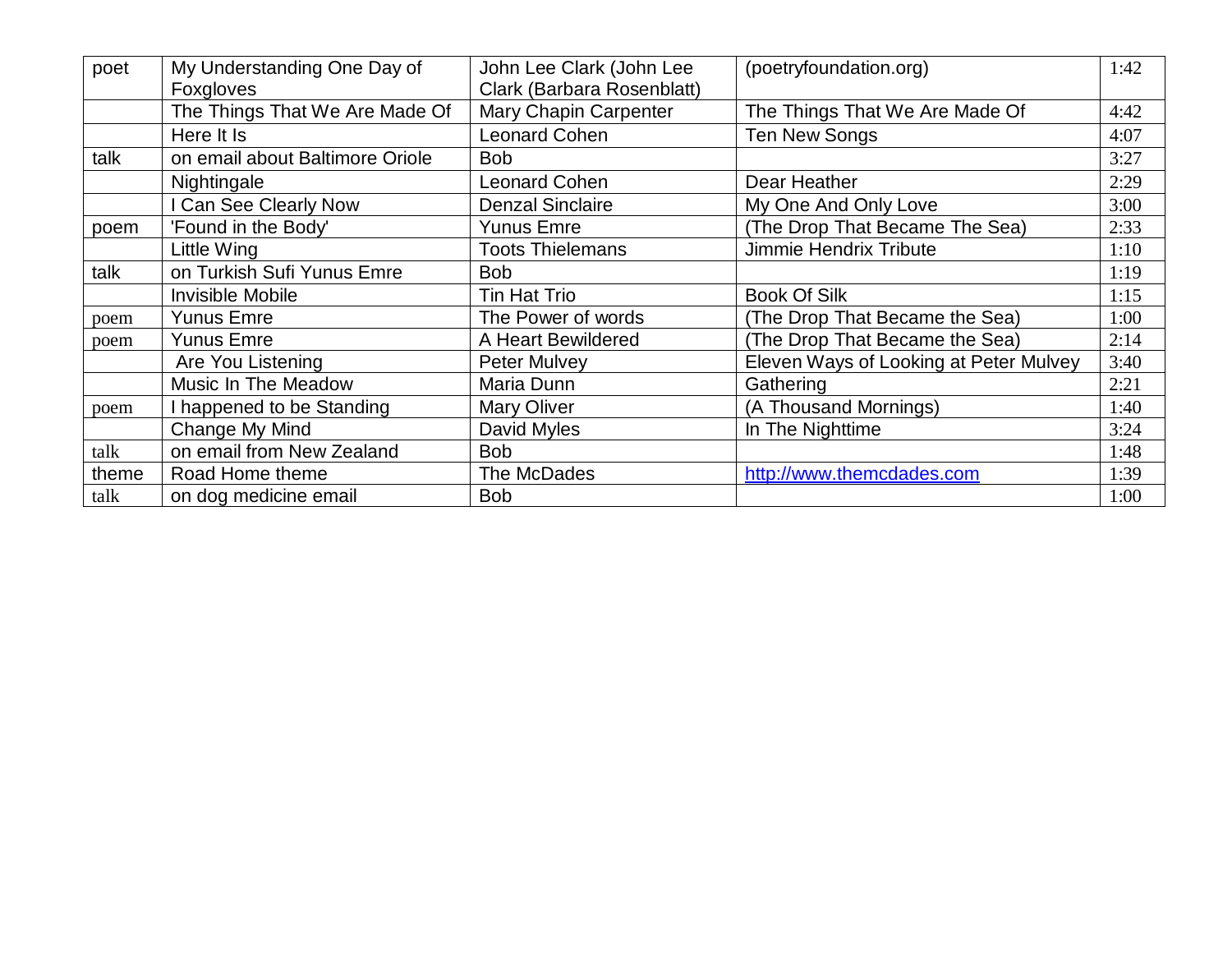| | | | | |
|---|---|---|---|---|
| poet | My Understanding One Day of Foxgloves | John Lee Clark (John Lee Clark (Barbara Rosenblatt) | (poetryfoundation.org) | 1:42 |
| | The Things That We Are Made Of | Mary Chapin Carpenter | The Things That We Are Made Of | 4:42 |
| | Here It Is | Leonard Cohen | Ten New Songs | 4:07 |
| talk | on email about Baltimore Oriole | Bob | | 3:27 |
| | Nightingale | Leonard Cohen | Dear Heather | 2:29 |
| | I Can See Clearly Now | Denzal Sinclaire | My One And Only Love | 3:00 |
| poem | 'Found in the Body' | Yunus Emre | (The Drop That Became The Sea) | 2:33 |
| | Little Wing | Toots Thielemans | Jimmie Hendrix Tribute | 1:10 |
| talk | on Turkish Sufi Yunus Emre | Bob | | 1:19 |
| | Invisible Mobile | Tin Hat Trio | Book Of Silk | 1:15 |
| poem | Yunus Emre | The Power of words | (The Drop That Became the Sea) | 1:00 |
| poem | Yunus Emre | A Heart Bewildered | (The Drop That Became the Sea) | 2:14 |
| | Are You Listening | Peter Mulvey | Eleven Ways of Looking at Peter Mulvey | 3:40 |
| | Music In The Meadow | Maria Dunn | Gathering | 2:21 |
| poem | I happened to be Standing | Mary Oliver | (A Thousand Mornings) | 1:40 |
| | Change My Mind | David Myles | In The Nighttime | 3:24 |
| talk | on email from New Zealand | Bob | | 1:48 |
| theme | Road Home theme | The McDades | http://www.themcdades.com | 1:39 |
| talk | on dog medicine email | Bob | | 1:00 |